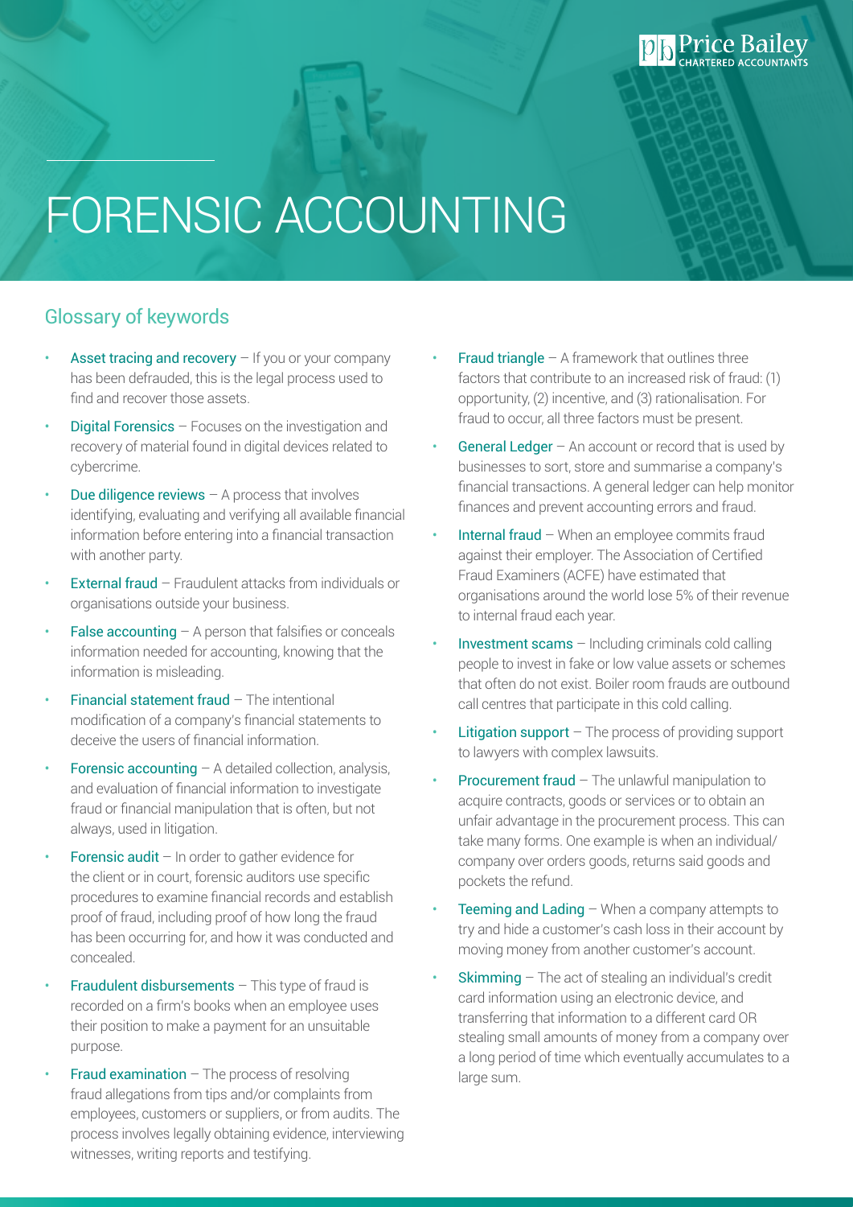# FORENSIC ACCOUNTING

## Glossary of keywords

- Asset tracing and recovery – If you or your company has been defrauded, this is the legal process used to find and recover those assets.
- Digital Forensics – Focuses on the investigation and recovery of material found in digital devices related to cybercrime.
- Due diligence reviews – A process that involves identifying, evaluating and verifying all available financial information before entering into a financial transaction with another party.
- External fraud – Fraudulent attacks from individuals or organisations outside your business.
- False accounting – A person that falsifies or conceals information needed for accounting, knowing that the information is misleading.
- Financial statement fraud – The intentional modification of a company's financial statements to deceive the users of financial information.
- Forensic accounting – A detailed collection, analysis, and evaluation of financial information to investigate fraud or financial manipulation that is often, but not always, used in litigation.
- Forensic audit – In order to gather evidence for the client or in court, forensic auditors use specific procedures to examine financial records and establish proof of fraud, including proof of how long the fraud has been occurring for, and how it was conducted and concealed.
- Fraudulent disbursements – This type of fraud is recorded on a firm's books when an employee uses their position to make a payment for an unsuitable purpose.
- Fraud examination – The process of resolving fraud allegations from tips and/or complaints from employees, customers or suppliers, or from audits. The process involves legally obtaining evidence, interviewing witnesses, writing reports and testifying.
- Fraud triangle – A framework that outlines three factors that contribute to an increased risk of fraud: (1) opportunity, (2) incentive, and (3) rationalisation. For fraud to occur, all three factors must be present.
- General Ledger – An account or record that is used by businesses to sort, store and summarise a company's financial transactions. A general ledger can help monitor finances and prevent accounting errors and fraud.
- Internal fraud – When an employee commits fraud against their employer. The Association of Certified Fraud Examiners (ACFE) have estimated that organisations around the world lose 5% of their revenue to internal fraud each year.
- Investment scams – Including criminals cold calling people to invest in fake or low value assets or schemes that often do not exist. Boiler room frauds are outbound call centres that participate in this cold calling.
- Litigation support – The process of providing support to lawyers with complex lawsuits.
- Procurement fraud – The unlawful manipulation to acquire contracts, goods or services or to obtain an unfair advantage in the procurement process. This can take many forms. One example is when an individual/company over orders goods, returns said goods and pockets the refund.
- Teeming and Lading – When a company attempts to try and hide a customer's cash loss in their account by moving money from another customer's account.
- Skimming – The act of stealing an individual's credit card information using an electronic device, and transferring that information to a different card OR stealing small amounts of money from a company over a long period of time which eventually accumulates to a large sum.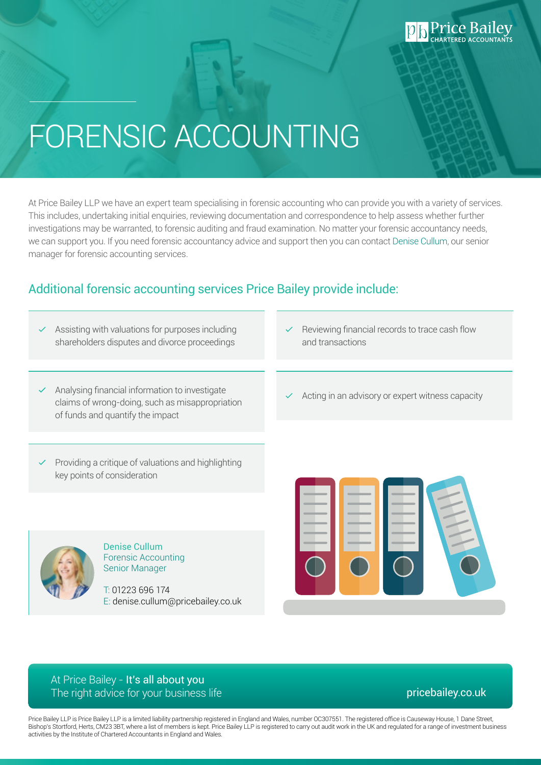# FORENSIC ACCOUNTING

At Price Bailey LLP we have an expert team specialising in forensic accounting who can provide you with a variety of services. This includes, undertaking initial enquiries, reviewing documentation and correspondence to help assess whether further investigations may be warranted, to forensic auditing and fraud examination. No matter your forensic accountancy needs, we can support you. If you need forensic accountancy advice and support then you can contact Denise Cullum, our senior manager for forensic accounting services.

## Additional forensic accounting services Price Bailey provide include:

- Assisting with valuations for purposes including shareholders disputes and divorce proceedings
- Reviewing financial records to trace cash flow and transactions
- Analysing financial information to investigate claims of wrong-doing, such as misappropriation of funds and quantify the impact
- Acting in an advisory or expert witness capacity
- Providing a critique of valuations and highlighting key points of consideration

Denise Cullum
Forensic Accounting
Senior Manager

T: 01223 696 174
E: denise.cullum@pricebailey.co.uk

At Price Bailey - **It's all about you**
The right advice for your business life

pricebailey.co.uk

Price Bailey LLP is Price Bailey LLP is a limited liability partnership registered in England and Wales, number OC307551. The registered office is Causeway House, 1 Dane Street, Bishop's Stortford, Herts, CM23 3BT, where a list of members is kept. Price Bailey LLP is registered to carry out audit work in the UK and regulated for a range of investment business activities by the Institute of Chartered Accountants in England and Wales.